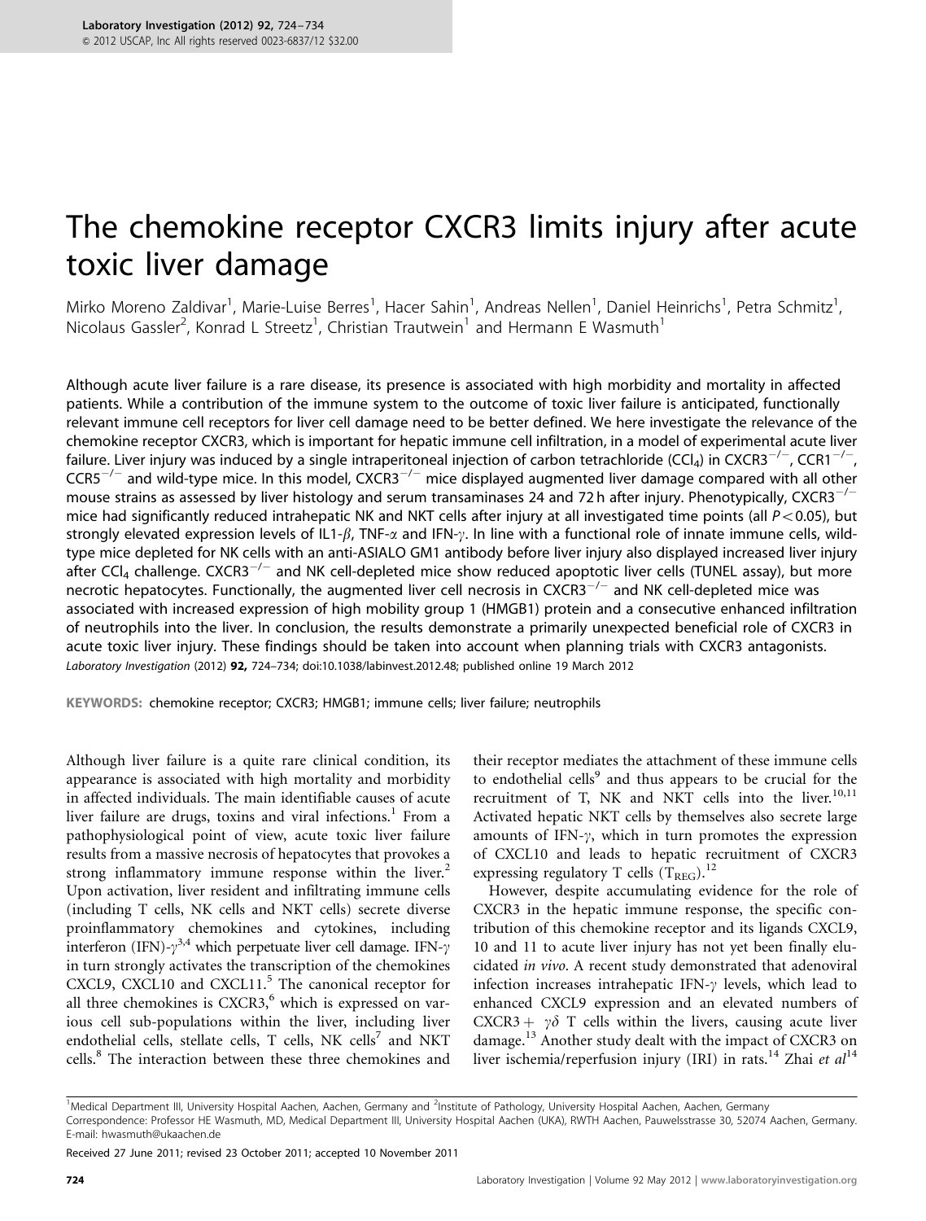# The chemokine receptor CXCR3 limits injury after acute toxic liver damage

Mirko Moreno Zaldivar[1], Marie-Luise Berres[1], Hacer Sahin[1], Andreas Nellen[1], Daniel Heinrichs[1], Petra Schmitz[1], Nicolaus Gassler[2], Konrad L Streetz[1], Christian Trautwein[1] and Hermann E Wasmuth[1]

Although acute liver failure is a rare disease, its presence is associated with high morbidity and mortality in affected patients. While a contribution of the immune system to the outcome of toxic liver failure is anticipated, functionally relevant immune cell receptors for liver cell damage need to be better defined. We here investigate the relevance of the chemokine receptor CXCR3, which is important for hepatic immune cell infiltration, in a model of experimental acute liver failure. Liver injury was induced by a single intraperitoneal injection of carbon tetrachloride ($CCl_4$) in CXCR3$^{-/-}$, CCR1$^{-/-}$, CCR5$^{-/-}$ and wild-type mice. In this model, CXCR3$^{-/-}$ mice displayed augmented liver damage compared with all other mouse strains as assessed by liver histology and serum transaminases 24 and 72 h after injury. Phenotypically, CXCR3$^{-/-}$ mice had significantly reduced intrahepatic NK and NKT cells after injury at all investigated time points (all $P<0.05$), but strongly elevated expression levels of IL1-$\beta$, TNF-$\alpha$ and IFN-$\gamma$. In line with a functional role of innate immune cells, wild-type mice depleted for NK cells with an anti-ASIALO GM1 antibody before liver injury also displayed increased liver injury after $CCl_4$ challenge. CXCR3$^{-/-}$ and NK cell-depleted mice show reduced apoptotic liver cells (TUNEL assay), but more necrotic hepatocytes. Functionally, the augmented liver cell necrosis in CXCR3$^{-/-}$ and NK cell-depleted mice was associated with increased expression of high mobility group 1 (HMGB1) protein and a consecutive enhanced infiltration of neutrophils into the liver. In conclusion, the results demonstrate a primarily unexpected beneficial role of CXCR3 in acute toxic liver injury. These findings should be taken into account when planning trials with CXCR3 antagonists.
*Laboratory Investigation* (2012) **92,** 724–734; doi:10.1038/labinvest.2012.48; published online 19 March 2012

KEYWORDS: chemokine receptor; CXCR3; HMGB1; immune cells; liver failure; neutrophils

Although liver failure is a quite rare clinical condition, its appearance is associated with high mortality and morbidity in affected individuals. The main identifiable causes of acute liver failure are drugs, toxins and viral infections.[1] From a pathophysiological point of view, acute toxic liver failure results from a massive necrosis of hepatocytes that provokes a strong inflammatory immune response within the liver.[2] Upon activation, liver resident and infiltrating immune cells (including T cells, NK cells and NKT cells) secrete diverse proinflammatory chemokines and cytokines, including interferon (IFN)-$\gamma$[3,4] which perpetuate liver cell damage. IFN-$\gamma$ in turn strongly activates the transcription of the chemokines CXCL9, CXCL10 and CXCL11.[5] The canonical receptor for all three chemokines is CXCR3,[6] which is expressed on various cell sub-populations within the liver, including liver endothelial cells, stellate cells, T cells, NK cells[7] and NKT cells.[8] The interaction between these three chemokines and their receptor mediates the attachment of these immune cells to endothelial cells[9] and thus appears to be crucial for the recruitment of T, NK and NKT cells into the liver.[10,11] Activated hepatic NKT cells by themselves also secrete large amounts of IFN-$\gamma$, which in turn promotes the expression of CXCL10 and leads to hepatic recruitment of CXCR3 expressing regulatory T cells ($T_{REG}$).[12]

However, despite accumulating evidence for the role of CXCR3 in the hepatic immune response, the specific contribution of this chemokine receptor and its ligands CXCL9, 10 and 11 to acute liver injury has not yet been finally elucidated *in vivo*. A recent study demonstrated that adenoviral infection increases intrahepatic IFN-$\gamma$ levels, which lead to enhanced CXCL9 expression and an elevated numbers of CXCR3+ $\gamma\delta$ T cells within the livers, causing acute liver damage.[13] Another study dealt with the impact of CXCR3 on liver ischemia/reperfusion injury (IRI) in rats.[14] Zhai *et al*[14]

[1]Medical Department III, University Hospital Aachen, Aachen, Germany and [2]Institute of Pathology, University Hospital Aachen, Aachen, Germany
Correspondence: Professor HE Wasmuth, MD, Medical Department III, University Hospital Aachen (UKA), RWTH Aachen, Pauwelsstrasse 30, 52074 Aachen, Germany. E-mail: hwasmuth@ukaachen.de

Received 27 June 2011; revised 23 October 2011; accepted 10 November 2011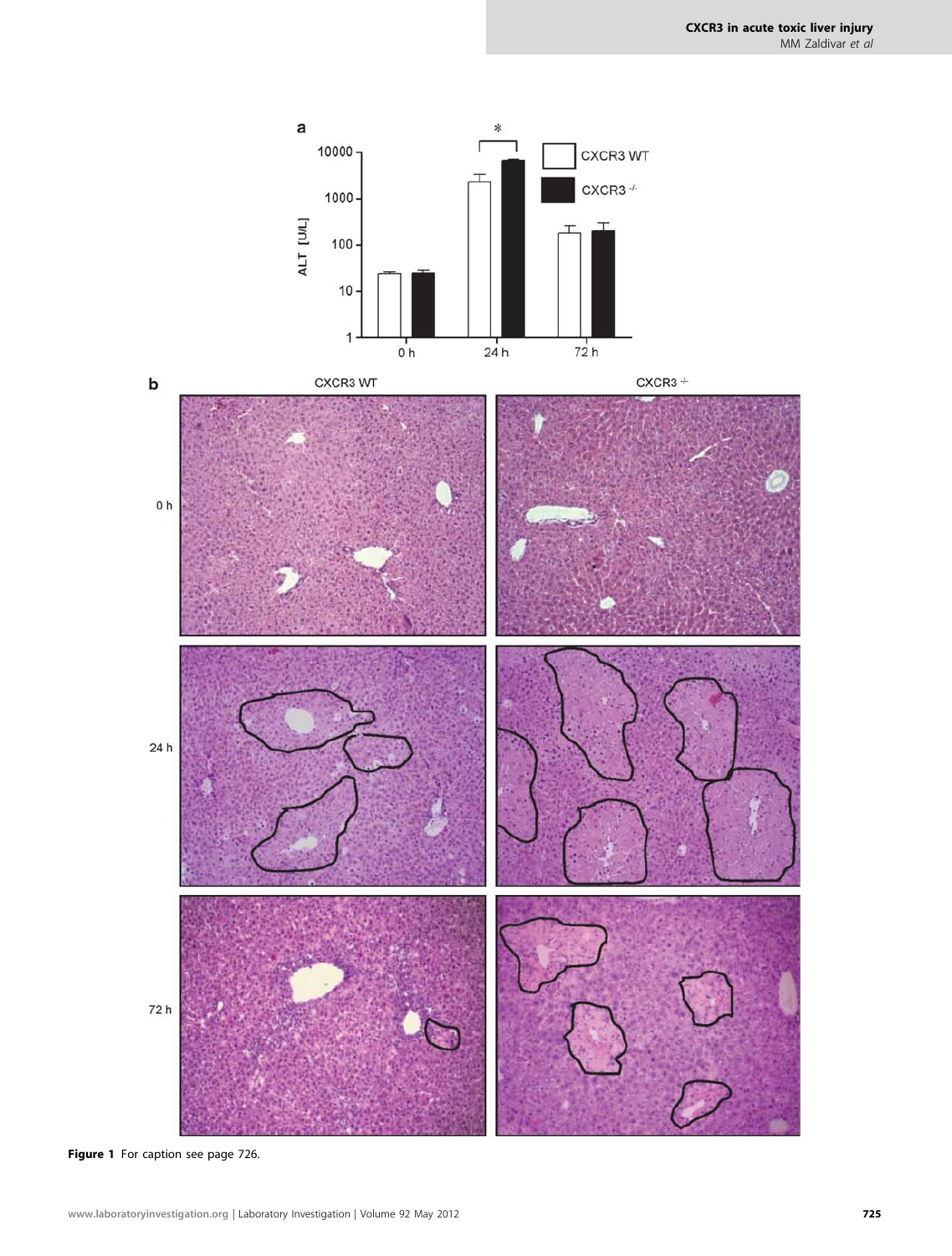Figure 1 For caption see page 726.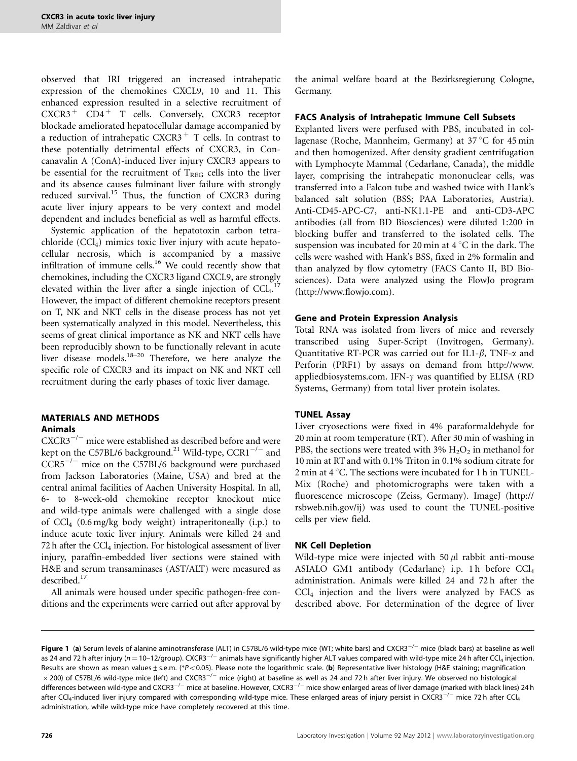observed that IRI triggered an increased intrahepatic expression of the chemokines CXCL9, 10 and 11. This enhanced expression resulted in a selective recruitment of $CXCR3^+$ $CD4^+$ T cells. Conversely, CXCR3 receptor blockade ameliorated hepatocellular damage accompanied by a reduction of intrahepatic $CXCR3^+$ T cells. In contrast to these potentially detrimental effects of CXCR3, in Concanavalin A (ConA)-induced liver injury CXCR3 appears to be essential for the recruitment of $T_{REG}$ cells into the liver and its absence causes fulminant liver failure with strongly reduced survival.[15] Thus, the function of CXCR3 during acute liver injury appears to be very context and model dependent and includes beneficial as well as harmful effects.

Systemic application of the hepatotoxin carbon tetrachloride ($CCl_4$) mimics toxic liver injury with acute hepatocellular necrosis, which is accompanied by a massive infiltration of immune cells.[16] We could recently show that chemokines, including the CXCR3 ligand CXCL9, are strongly elevated within the liver after a single injection of $CCl_4$.[17] However, the impact of different chemokine receptors present on T, NK and NKT cells in the disease process has not yet been systematically analyzed in this model. Nevertheless, this seems of great clinical importance as NK and NKT cells have been reproducibly shown to be functionally relevant in acute liver disease models.[18–20] Therefore, we here analyze the specific role of CXCR3 and its impact on NK and NKT cell recruitment during the early phases of toxic liver damage.

## MATERIALS AND METHODS

### Animals

$CXCR3^{-/-}$ mice were established as described before and were kept on the C57BL/6 background.[21] Wild-type, $CCR1^{-/-}$ and $CCR5^{-/-}$ mice on the C57BL/6 background were purchased from Jackson Laboratories (Maine, USA) and bred at the central animal facilities of Aachen University Hospital. In all, 6- to 8-week-old chemokine receptor knockout mice and wild-type animals were challenged with a single dose of $CCl_4$ (0.6 mg/kg body weight) intraperitoneally (i.p.) to induce acute toxic liver injury. Animals were killed 24 and 72 h after the $CCl_4$ injection. For histological assessment of liver injury, paraffin-embedded liver sections were stained with H&E and serum transaminases (AST/ALT) were measured as described.[17]

All animals were housed under specific pathogen-free conditions and the experiments were carried out after approval by the animal welfare board at the Bezirksregierung Cologne, Germany.

### FACS Analysis of Intrahepatic Immune Cell Subsets

Explanted livers were perfused with PBS, incubated in collagenase (Roche, Mannheim, Germany) at 37 °C for 45 min and then homogenized. After density gradient centrifugation with Lymphocyte Mammal (Cedarlane, Canada), the middle layer, comprising the intrahepatic mononuclear cells, was transferred into a Falcon tube and washed twice with Hank's balanced salt solution (BSS; PAA Laboratories, Austria). Anti-CD45-APC-C7, anti-NK1.1-PE and anti-CD3-APC antibodies (all from BD Biosciences) were diluted 1:200 in blocking buffer and transferred to the isolated cells. The suspension was incubated for 20 min at 4 °C in the dark. The cells were washed with Hank's BSS, fixed in 2% formalin and than analyzed by flow cytometry (FACS Canto II, BD Biosciences). Data were analyzed using the FlowJo program (http://www.flowjo.com).

### Gene and Protein Expression Analysis

Total RNA was isolated from livers of mice and reversely transcribed using Super-Script (Invitrogen, Germany). Quantitative RT-PCR was carried out for IL1-$\beta$, TNF-$\alpha$ and Perforin (PRF1) by assays on demand from http://www.appliedbiosystems.com. IFN-$\gamma$ was quantified by ELISA (RD Systems, Germany) from total liver protein isolates.

### TUNEL Assay

Liver cryosections were fixed in 4% paraformaldehyde for 20 min at room temperature (RT). After 30 min of washing in PBS, the sections were treated with 3% $H_2O_2$ in methanol for 10 min at RT and with 0.1% Triton in 0.1% sodium citrate for 2 min at 4 °C. The sections were incubated for 1 h in TUNEL-Mix (Roche) and photomicrographs were taken with a fluorescence microscope (Zeiss, Germany). ImageJ (http://rsbweb.nih.gov/ij) was used to count the TUNEL-positive cells per view field.

### NK Cell Depletion

Wild-type mice were injected with 50 $\mu$l rabbit anti-mouse ASIALO GM1 antibody (Cedarlane) i.p. 1 h before $CCl_4$ administration. Animals were killed 24 and 72 h after the $CCl_4$ injection and the livers were analyzed by FACS as described above. For determination of the degree of liver

**Figure 1** (**a**) Serum levels of alanine aminotransferase (ALT) in C57BL/6 wild-type mice (WT; white bars) and $CXCR3^{-/-}$ mice (black bars) at baseline as well as 24 and 72 h after injury ($n = 10$–12/group). $CXCR3^{-/-}$ animals have significantly higher ALT values compared with wild-type mice 24 h after $CCl_4$ injection. Results are shown as mean values ± s.e.m. (*$P < 0.05$). Please note the logarithmic scale. (**b**) Representative liver histology (H&E staining; magnification ×200) of C57BL/6 wild-type mice (left) and $CXCR3^{-/-}$ mice (right) at baseline as well as 24 and 72 h after liver injury. We observed no histological differences between wild-type and $CXCR3^{-/-}$ mice at baseline. However, $CXCR3^{-/-}$ mice show enlarged areas of liver damage (marked with black lines) 24 h after $CCl_4$-induced liver injury compared with corresponding wild-type mice. These enlarged areas of injury persist in $CXCR3^{-/-}$ mice 72 h after $CCl_4$ administration, while wild-type mice have completely recovered at this time.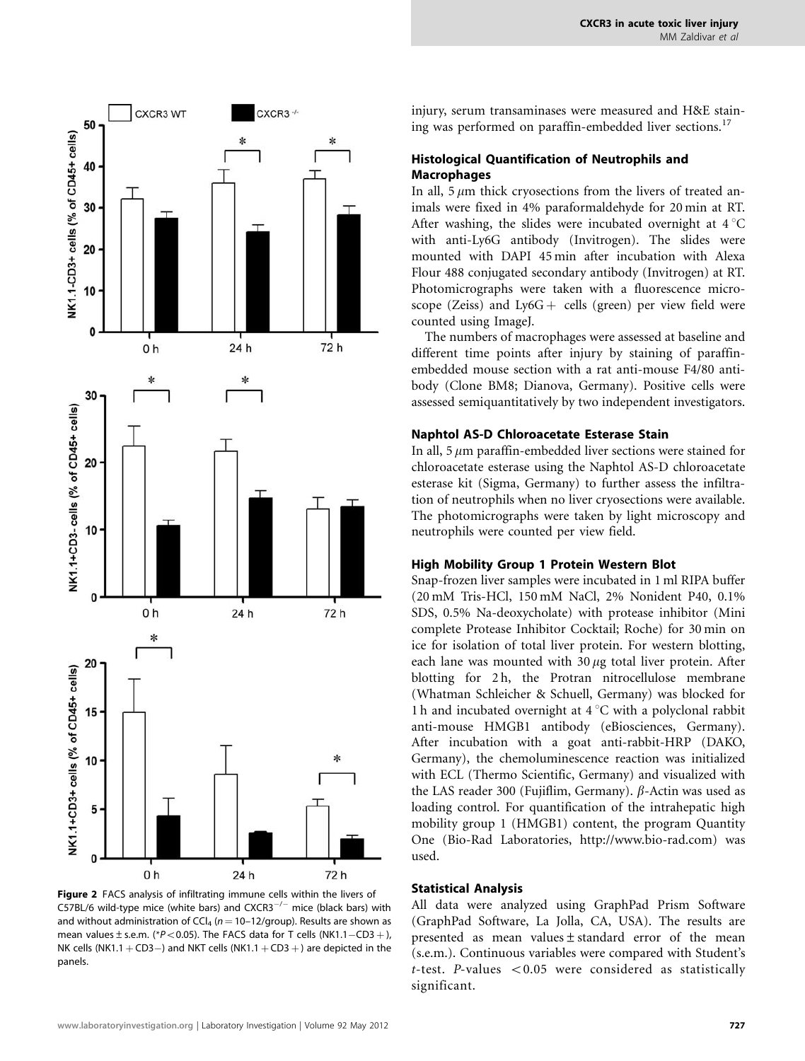Figure 2 FACS analysis of infiltrating immune cells within the livers of C57BL/6 wild-type mice (white bars) and CXCR3$^{-/-}$ mice (black bars) with and without administration of $CCl_4$ ($n = 10$–12/group). Results are shown as mean values ± s.e.m. (*$P < 0.05$). The FACS data for T cells (NK1.1−CD3+), NK cells (NK1.1+CD3−) and NKT cells (NK1.1+CD3+) are depicted in the panels.

injury, serum transaminases were measured and H&E staining was performed on paraffin-embedded liver sections.[17]

### Histological Quantification of Neutrophils and Macrophages

In all, 5 $\mu$m thick cryosections from the livers of treated animals were fixed in 4% paraformaldehyde for 20 min at RT. After washing, the slides were incubated overnight at 4 °C with anti-Ly6G antibody (Invitrogen). The slides were mounted with DAPI 45 min after incubation with Alexa Flour 488 conjugated secondary antibody (Invitrogen) at RT. Photomicrographs were taken with a fluorescence microscope (Zeiss) and Ly6G+ cells (green) per view field were counted using ImageJ.

The numbers of macrophages were assessed at baseline and different time points after injury by staining of paraffin-embedded mouse section with a rat anti-mouse F4/80 antibody (Clone BM8; Dianova, Germany). Positive cells were assessed semiquantitatively by two independent investigators.

### Naphtol AS-D Chloroacetate Esterase Stain

In all, 5 $\mu$m paraffin-embedded liver sections were stained for chloroacetate esterase using the Naphtol AS-D chloroacetate esterase kit (Sigma, Germany) to further assess the infiltration of neutrophils when no liver cryosections were available. The photomicrographs were taken by light microscopy and neutrophils were counted per view field.

### High Mobility Group 1 Protein Western Blot

Snap-frozen liver samples were incubated in 1 ml RIPA buffer (20 mM Tris-HCl, 150 mM NaCl, 2% Nonident P40, 0.1% SDS, 0.5% Na-deoxycholate) with protease inhibitor (Mini complete Protease Inhibitor Cocktail; Roche) for 30 min on ice for isolation of total liver protein. For western blotting, each lane was mounted with 30 $\mu$g total liver protein. After blotting for 2 h, the Protran nitrocellulose membrane (Whatman Schleicher & Schuell, Germany) was blocked for 1 h and incubated overnight at 4 °C with a polyclonal rabbit anti-mouse HMGB1 antibody (eBiosciences, Germany). After incubation with a goat anti-rabbit-HRP (DAKO, Germany), the chemoluminescence reaction was initialized with ECL (Thermo Scientific, Germany) and visualized with the LAS reader 300 (Fujiflim, Germany). $\beta$-Actin was used as loading control. For quantification of the intrahepatic high mobility group 1 (HMGB1) content, the program Quantity One (Bio-Rad Laboratories, http://www.bio-rad.com) was used.

### Statistical Analysis

All data were analyzed using GraphPad Prism Software (GraphPad Software, La Jolla, CA, USA). The results are presented as mean values ± standard error of the mean (s.e.m.). Continuous variables were compared with Student's $t$-test. $P$-values $< 0.05$ were considered as statistically significant.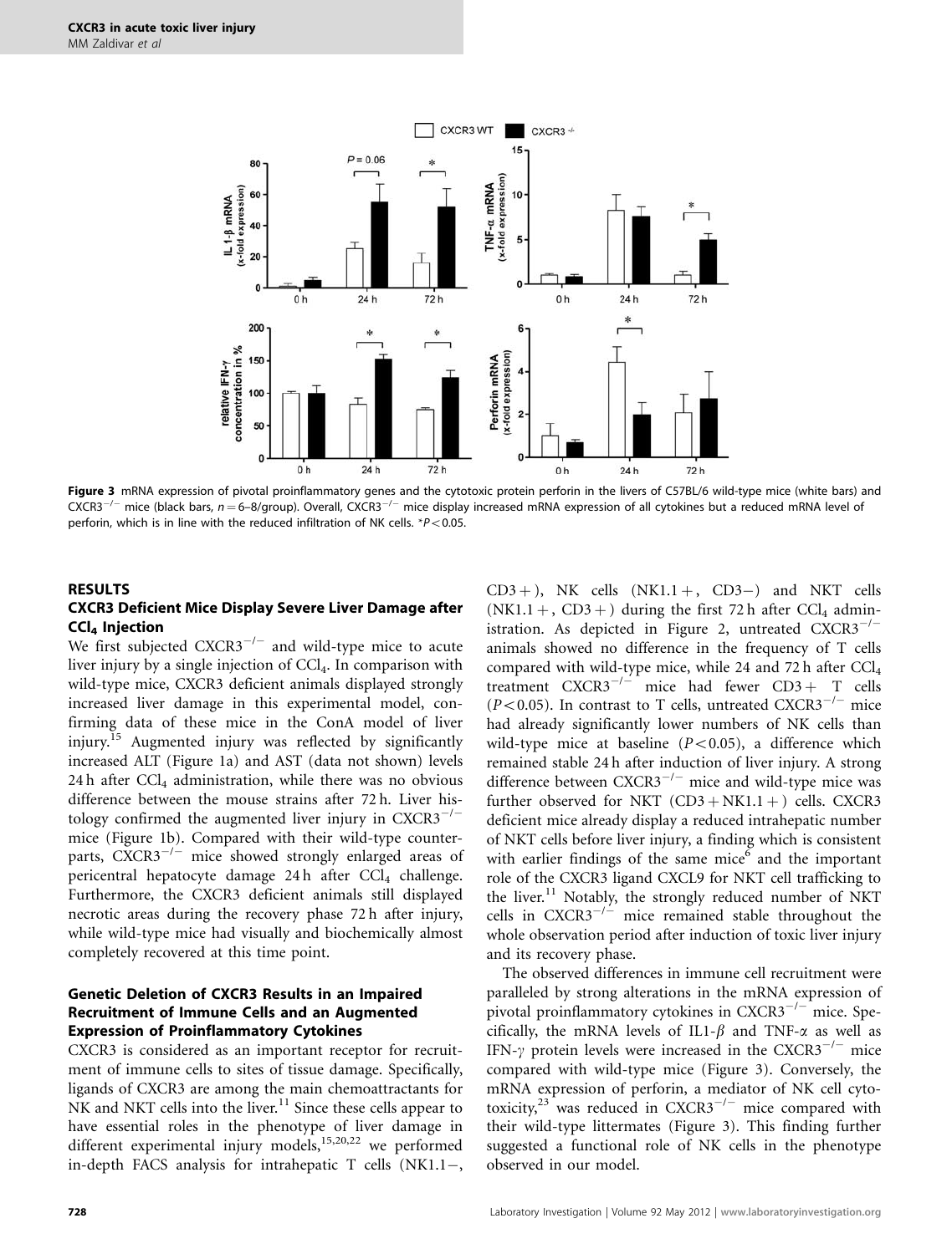Figure 3 mRNA expression of pivotal proinflammatory genes and the cytotoxic protein perforin in the livers of C57BL/6 wild-type mice (white bars) and CXCR3$^{-/-}$ mice (black bars, $n = 6$–8/group). Overall, CXCR3$^{-/-}$ mice display increased mRNA expression of all cytokines but a reduced mRNA level of perforin, which is in line with the reduced infiltration of NK cells. $^{*}P < 0.05$.

## RESULTS

### CXCR3 Deficient Mice Display Severe Liver Damage after $CCl_4$ Injection

We first subjected CXCR3$^{-/-}$ and wild-type mice to acute liver injury by a single injection of $CCl_4$. In comparison with wild-type mice, CXCR3 deficient animals displayed strongly increased liver damage in this experimental model, confirming data of these mice in the ConA model of liver injury.[15] Augmented injury was reflected by significantly increased ALT (Figure 1a) and AST (data not shown) levels 24 h after $CCl_4$ administration, while there was no obvious difference between the mouse strains after 72 h. Liver histology confirmed the augmented liver injury in CXCR3$^{-/-}$ mice (Figure 1b). Compared with their wild-type counterparts, CXCR3$^{-/-}$ mice showed strongly enlarged areas of pericentral hepatocyte damage 24 h after $CCl_4$ challenge. Furthermore, the CXCR3 deficient animals still displayed necrotic areas during the recovery phase 72 h after injury, while wild-type mice had visually and biochemically almost completely recovered at this time point.

### Genetic Deletion of CXCR3 Results in an Impaired Recruitment of Immune Cells and an Augmented Expression of Proinflammatory Cytokines

CXCR3 is considered as an important receptor for recruitment of immune cells to sites of tissue damage. Specifically, ligands of CXCR3 are among the main chemoattractants for NK and NKT cells into the liver.[11] Since these cells appear to have essential roles in the phenotype of liver damage in different experimental injury models,[15,20,22] we performed in-depth FACS analysis for intrahepatic T cells (NK1.1−, CD3+), NK cells (NK1.1+, CD3−) and NKT cells (NK1.1+, CD3+) during the first 72 h after $CCl_4$ administration. As depicted in Figure 2, untreated CXCR3$^{-/-}$ animals showed no difference in the frequency of T cells compared with wild-type mice, while 24 and 72 h after $CCl_4$ treatment CXCR3$^{-/-}$ mice had fewer CD3+ T cells ($P < 0.05$). In contrast to T cells, untreated CXCR3$^{-/-}$ mice had already significantly lower numbers of NK cells than wild-type mice at baseline ($P < 0.05$), a difference which remained stable 24 h after induction of liver injury. A strong difference between CXCR3$^{-/-}$ mice and wild-type mice was further observed for NKT (CD3+NK1.1+) cells. CXCR3 deficient mice already display a reduced intrahepatic number of NKT cells before liver injury, a finding which is consistent with earlier findings of the same mice[6] and the important role of the CXCR3 ligand CXCL9 for NKT cell trafficking to the liver.[11] Notably, the strongly reduced number of NKT cells in CXCR3$^{-/-}$ mice remained stable throughout the whole observation period after induction of toxic liver injury and its recovery phase.

The observed differences in immune cell recruitment were paralleled by strong alterations in the mRNA expression of pivotal proinflammatory cytokines in CXCR3$^{-/-}$ mice. Specifically, the mRNA levels of IL1-$\beta$ and TNF-$\alpha$ as well as IFN-$\gamma$ protein levels were increased in the CXCR3$^{-/-}$ mice compared with wild-type mice (Figure 3). Conversely, the mRNA expression of perforin, a mediator of NK cell cytotoxicity,[23] was reduced in CXCR3$^{-/-}$ mice compared with their wild-type littermates (Figure 3). This finding further suggested a functional role of NK cells in the phenotype observed in our model.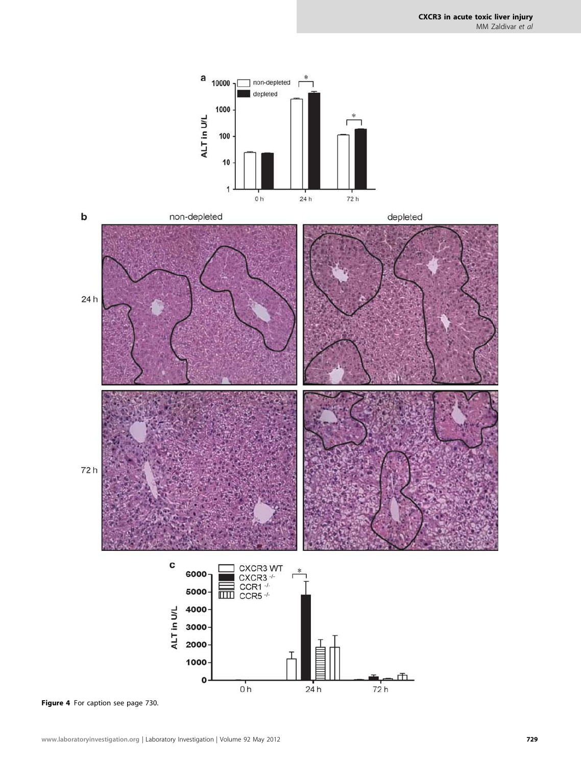**Figure 4** For caption see page 730.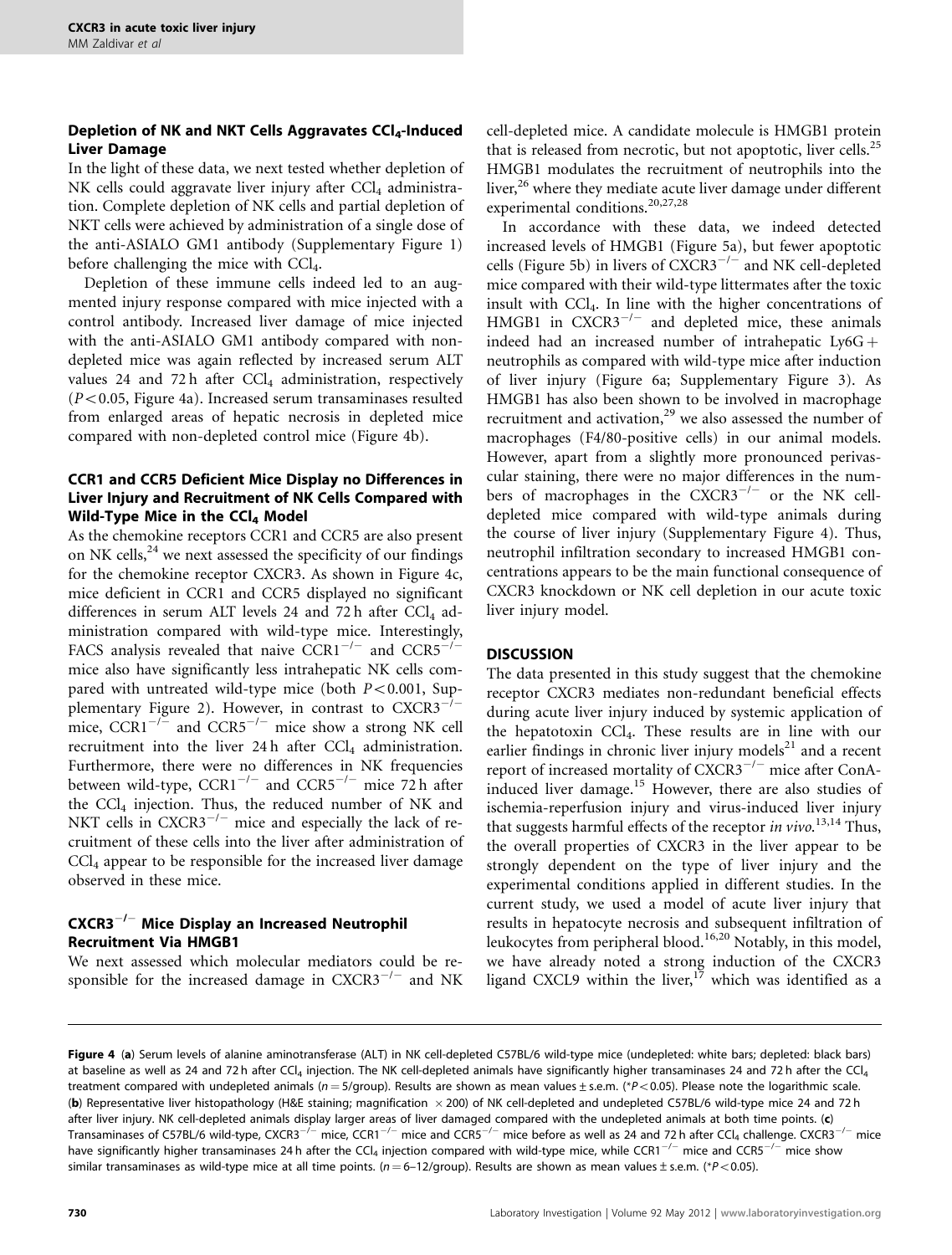### Depletion of NK and NKT Cells Aggravates $CCl_4$-Induced Liver Damage

In the light of these data, we next tested whether depletion of NK cells could aggravate liver injury after $CCl_4$ administration. Complete depletion of NK cells and partial depletion of NKT cells were achieved by administration of a single dose of the anti-ASIALO GM1 antibody (Supplementary Figure 1) before challenging the mice with $CCl_4$.

Depletion of these immune cells indeed led to an augmented injury response compared with mice injected with a control antibody. Increased liver damage of mice injected with the anti-ASIALO GM1 antibody compared with non-depleted mice was again reflected by increased serum ALT values 24 and 72 h after $CCl_4$ administration, respectively ($P < 0.05$, Figure 4a). Increased serum transaminases resulted from enlarged areas of hepatic necrosis in depleted mice compared with non-depleted control mice (Figure 4b).

### CCR1 and CCR5 Deficient Mice Display no Differences in Liver Injury and Recruitment of NK Cells Compared with Wild-Type Mice in the $CCl_4$ Model

As the chemokine receptors CCR1 and CCR5 are also present on NK cells,[24] we next assessed the specificity of our findings for the chemokine receptor CXCR3. As shown in Figure 4c, mice deficient in CCR1 and CCR5 displayed no significant differences in serum ALT levels 24 and 72 h after $CCl_4$ administration compared with wild-type mice. Interestingly, FACS analysis revealed that naive $CCR1^{-/-}$ and $CCR5^{-/-}$ mice also have significantly less intrahepatic NK cells compared with untreated wild-type mice (both $P < 0.001$, Supplementary Figure 2). However, in contrast to $CXCR3^{-/-}$ mice, $CCR1^{-/-}$ and $CCR5^{-/-}$ mice show a strong NK cell recruitment into the liver 24 h after $CCl_4$ administration. Furthermore, there were no differences in NK frequencies between wild-type, $CCR1^{-/-}$ and $CCR5^{-/-}$ mice 72 h after the $CCl_4$ injection. Thus, the reduced number of NK and NKT cells in $CXCR3^{-/-}$ mice and especially the lack of recruitment of these cells into the liver after administration of $CCl_4$ appear to be responsible for the increased liver damage observed in these mice.

### $CXCR3^{-/-}$ Mice Display an Increased Neutrophil Recruitment Via HMGB1

We next assessed which molecular mediators could be responsible for the increased damage in $CXCR3^{-/-}$ and NK cell-depleted mice. A candidate molecule is HMGB1 protein that is released from necrotic, but not apoptotic, liver cells.[25] HMGB1 modulates the recruitment of neutrophils into the liver,[26] where they mediate acute liver damage under different experimental conditions.[20,27,28]

In accordance with these data, we indeed detected increased levels of HMGB1 (Figure 5a), but fewer apoptotic cells (Figure 5b) in livers of $CXCR3^{-/-}$ and NK cell-depleted mice compared with their wild-type littermates after the toxic insult with $CCl_4$. In line with the higher concentrations of HMGB1 in $CXCR3^{-/-}$ and depleted mice, these animals indeed had an increased number of intrahepatic Ly6G+ neutrophils as compared with wild-type mice after induction of liver injury (Figure 6a; Supplementary Figure 3). As HMGB1 has also been shown to be involved in macrophage recruitment and activation,[29] we also assessed the number of macrophages (F4/80-positive cells) in our animal models. However, apart from a slightly more pronounced perivascular staining, there were no major differences in the numbers of macrophages in the $CXCR3^{-/-}$ or the NK cell-depleted mice compared with wild-type animals during the course of liver injury (Supplementary Figure 4). Thus, neutrophil infiltration secondary to increased HMGB1 concentrations appears to be the main functional consequence of CXCR3 knockdown or NK cell depletion in our acute toxic liver injury model.

## DISCUSSION

The data presented in this study suggest that the chemokine receptor CXCR3 mediates non-redundant beneficial effects during acute liver injury induced by systemic application of the hepatotoxin $CCl_4$. These results are in line with our earlier findings in chronic liver injury models[21] and a recent report of increased mortality of $CXCR3^{-/-}$ mice after ConA-induced liver damage.[15] However, there are also studies of ischemia-reperfusion injury and virus-induced liver injury that suggests harmful effects of the receptor *in vivo*.[13,14] Thus, the overall properties of CXCR3 in the liver appear to be strongly dependent on the type of liver injury and the experimental conditions applied in different studies. In the current study, we used a model of acute liver injury that results in hepatocyte necrosis and subsequent infiltration of leukocytes from peripheral blood.[16,20] Notably, in this model, we have already noted a strong induction of the CXCR3 ligand CXCL9 within the liver,[17] which was identified as a

**Figure 4** (**a**) Serum levels of alanine aminotransferase (ALT) in NK cell-depleted C57BL/6 wild-type mice (undepleted: white bars; depleted: black bars) at baseline as well as 24 and 72 h after $CCl_4$ injection. The NK cell-depleted animals have significantly higher transaminases 24 and 72 h after the $CCl_4$ treatment compared with undepleted animals ($n = 5$/group). Results are shown as mean values ± s.e.m. (*$P < 0.05$). Please note the logarithmic scale. (**b**) Representative liver histopathology (H&E staining; magnification ×200) of NK cell-depleted and undepleted C57BL/6 wild-type mice 24 and 72 h after liver injury. NK cell-depleted animals display larger areas of liver damaged compared with the undepleted animals at both time points. (**c**) Transaminases of C57BL/6 wild-type, $CXCR3^{-/-}$ mice, $CCR1^{-/-}$ mice and $CCR5^{-/-}$ mice before as well as 24 and 72 h after $CCl_4$ challenge. $CXCR3^{-/-}$ mice have significantly higher transaminases 24 h after the $CCl_4$ injection compared with wild-type mice, while $CCR1^{-/-}$ mice and $CCR5^{-/-}$ mice show similar transaminases as wild-type mice at all time points. ($n = 6$–12/group). Results are shown as mean values ± s.e.m. (*$P < 0.05$).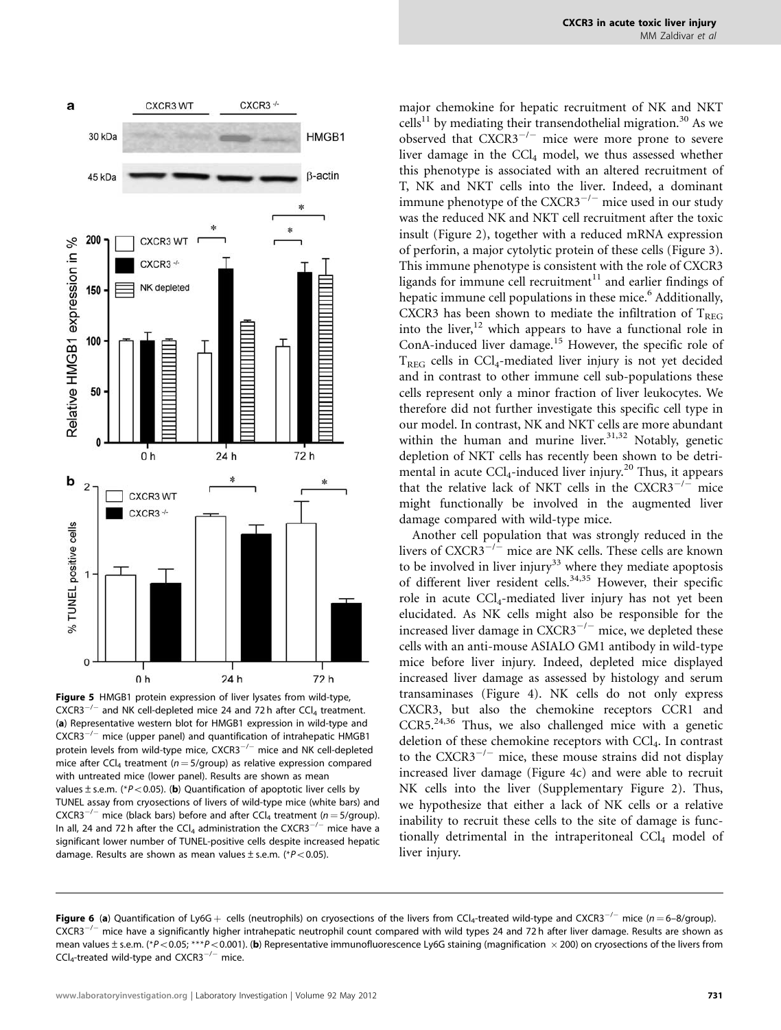Figure 5 HMGB1 protein expression of liver lysates from wild-type, $CXCR3^{-/-}$ and NK cell-depleted mice 24 and 72 h after $CCl_4$ treatment. (**a**) Representative western blot for HMGB1 expression in wild-type and $CXCR3^{-/-}$ mice (upper panel) and quantification of intrahepatic HMGB1 protein levels from wild-type mice, $CXCR3^{-/-}$ mice and NK cell-depleted mice after $CCl_4$ treatment ($n = 5$/group) as relative expression compared with untreated mice (lower panel). Results are shown as mean values ± s.e.m. (*$P < 0.05$). (**b**) Quantification of apoptotic liver cells by TUNEL assay from cryosections of livers of wild-type mice (white bars) and $CXCR3^{-/-}$ mice (black bars) before and after $CCl_4$ treatment ($n = 5$/group). In all, 24 and 72 h after the $CCl_4$ administration the $CXCR3^{-/-}$ mice have a significant lower number of TUNEL-positive cells despite increased hepatic damage. Results are shown as mean values ± s.e.m. (*$P < 0.05$).

major chemokine for hepatic recruitment of NK and NKT cells[11] by mediating their transendothelial migration.[30] As we observed that $CXCR3^{-/-}$ mice were more prone to severe liver damage in the $CCl_4$ model, we thus assessed whether this phenotype is associated with an altered recruitment of T, NK and NKT cells into the liver. Indeed, a dominant immune phenotype of the $CXCR3^{-/-}$ mice used in our study was the reduced NK and NKT cell recruitment after the toxic insult (Figure 2), together with a reduced mRNA expression of perforin, a major cytolytic protein of these cells (Figure 3). This immune phenotype is consistent with the role of CXCR3 ligands for immune cell recruitment[11] and earlier findings of hepatic immune cell populations in these mice.[6] Additionally, CXCR3 has been shown to mediate the infiltration of $T_{REG}$ into the liver,[12] which appears to have a functional role in ConA-induced liver damage.[15] However, the specific role of $T_{REG}$ cells in $CCl_4$-mediated liver injury is not yet decided and in contrast to other immune cell sub-populations these cells represent only a minor fraction of liver leukocytes. We therefore did not further investigate this specific cell type in our model. In contrast, NK and NKT cells are more abundant within the human and murine liver.[31,32] Notably, genetic depletion of NKT cells has recently been shown to be detrimental in acute $CCl_4$-induced liver injury.[20] Thus, it appears that the relative lack of NKT cells in the $CXCR3^{-/-}$ mice might functionally be involved in the augmented liver damage compared with wild-type mice.

Another cell population that was strongly reduced in the livers of $CXCR3^{-/-}$ mice are NK cells. These cells are known to be involved in liver injury[33] where they mediate apoptosis of different liver resident cells.[34,35] However, their specific role in acute $CCl_4$-mediated liver injury has not yet been elucidated. As NK cells might also be responsible for the increased liver damage in $CXCR3^{-/-}$ mice, we depleted these cells with an anti-mouse ASIALO GM1 antibody in wild-type mice before liver injury. Indeed, depleted mice displayed increased liver damage as assessed by histology and serum transaminases (Figure 4). NK cells do not only express CXCR3, but also the chemokine receptors CCR1 and CCR5.[24,36] Thus, we also challenged mice with a genetic deletion of these chemokine receptors with $CCl_4$. In contrast to the $CXCR3^{-/-}$ mice, these mouse strains did not display increased liver damage (Figure 4c) and were able to recruit NK cells into the liver (Supplementary Figure 2). Thus, we hypothesize that either a lack of NK cells or a relative inability to recruit these cells to the site of damage is functionally detrimental in the intraperitoneal $CCl_4$ model of liver injury.

**Figure 6** (**a**) Quantification of Ly6G + cells (neutrophils) on cryosections of the livers from $CCl_4$-treated wild-type and $CXCR3^{-/-}$ mice ($n = 6$–8/group). $CXCR3^{-/-}$ mice have a significantly higher intrahepatic neutrophil count compared with wild types 24 and 72 h after liver damage. Results are shown as mean values ± s.e.m. (*$P < 0.05$; ***$P < 0.001$). (**b**) Representative immunofluorescence Ly6G staining (magnification × 200) on cryosections of the livers from $CCl_4$-treated wild-type and $CXCR3^{-/-}$ mice.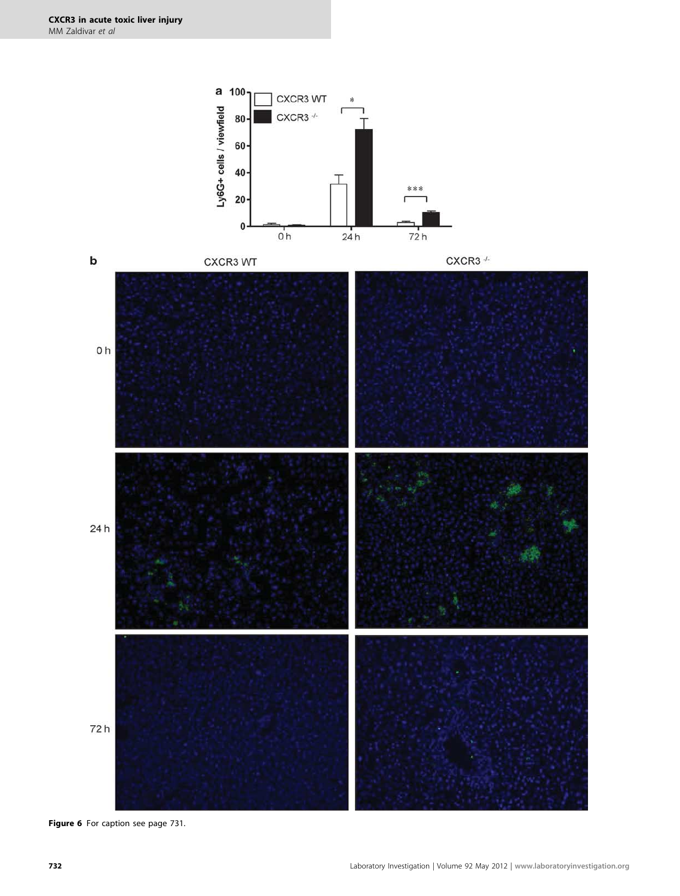**Figure 6** For caption see page 731.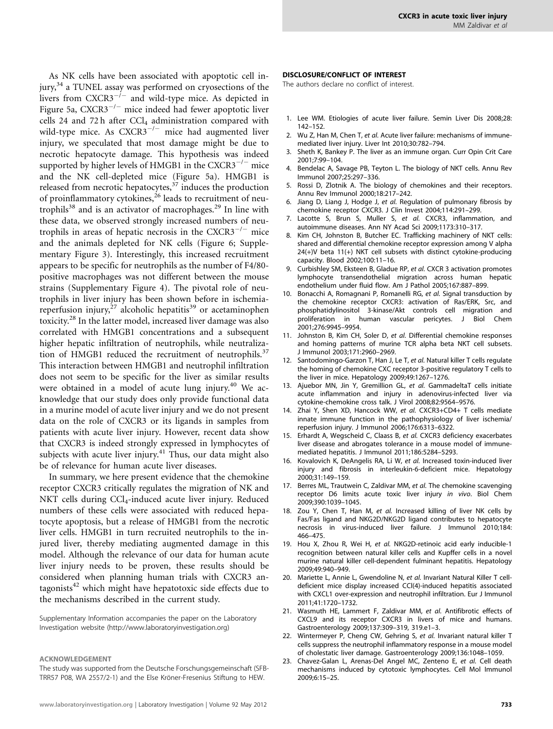As NK cells have been associated with apoptotic cell injury,[34] a TUNEL assay was performed on cryosections of the livers from CXCR3$^{-/-}$ and wild-type mice. As depicted in Figure 5a, CXCR3$^{-/-}$ mice indeed had fewer apoptotic liver cells 24 and 72 h after $CCl_4$ administration compared with wild-type mice. As CXCR3$^{-/-}$ mice had augmented liver injury, we speculated that most damage might be due to necrotic hepatocyte damage. This hypothesis was indeed supported by higher levels of HMGB1 in the CXCR3$^{-/-}$ mice and the NK cell-depleted mice (Figure 5a). HMGB1 is released from necrotic hepatocytes,[37] induces the production of proinflammatory cytokines,[26] leads to recruitment of neutrophils[38] and is an activator of macrophages.[29] In line with these data, we observed strongly increased numbers of neutrophils in areas of hepatic necrosis in the CXCR3$^{-/-}$ mice and the animals depleted for NK cells (Figure 6; Supplementary Figure 3). Interestingly, this increased recruitment appears to be specific for neutrophils as the number of F4/80-positive macrophages was not different between the mouse strains (Supplementary Figure 4). The pivotal role of neutrophils in liver injury has been shown before in ischemia-reperfusion injury,[27] alcoholic hepatitis[39] or acetaminophen toxicity.[28] In the latter model, increased liver damage was also correlated with HMGB1 concentrations and a subsequent higher hepatic infiltration of neutrophils, while neutralization of HMGB1 reduced the recruitment of neutrophils.[37] This interaction between HMGB1 and neutrophil infiltration does not seem to be specific for the liver as similar results were obtained in a model of acute lung injury.[40] We acknowledge that our study does only provide functional data in a murine model of acute liver injury and we do not present data on the role of CXCR3 or its ligands in samples from patients with acute liver injury. However, recent data show that CXCR3 is indeed strongly expressed in lymphocytes of subjects with acute liver injury.[41] Thus, our data might also be of relevance for human acute liver diseases.

In summary, we here present evidence that the chemokine receptor CXCR3 critically regulates the migration of NK and NKT cells during $CCl_4$-induced acute liver injury. Reduced numbers of these cells were associated with reduced hepatocyte apoptosis, but a release of HMGB1 from the necrotic liver cells. HMGB1 in turn recruited neutrophils to the injured liver, thereby mediating augmented damage in this model. Although the relevance of our data for human acute liver injury needs to be proven, these results should be considered when planning human trials with CXCR3 antagonists[42] which might have hepatotoxic side effects due to the mechanisms described in the current study.

Supplementary Information accompanies the paper on the Laboratory Investigation website (http://www.laboratoryinvestigation.org)

#### ACKNOWLEDGEMENT

The study was supported from the Deutsche Forschungsgemeinschaft (SFB-TRR57 P08, WA 2557/2-1) and the Else Kröner-Fresenius Stiftung to HEW.

#### DISCLOSURE/CONFLICT OF INTEREST

The authors declare no conflict of interest.

1. Lee WM. Etiologies of acute liver failure. Semin Liver Dis 2008;28: 142–152.
2. Wu Z, Han M, Chen T, *et al.* Acute liver failure: mechanisms of immune-mediated liver injury. Liver Int 2010;30:782–794.
3. Sheth K, Bankey P. The liver as an immune organ. Curr Opin Crit Care 2001;7:99–104.
4. Bendelac A, Savage PB, Teyton L. The biology of NKT cells. Annu Rev Immunol 2007;25:297–336.
5. Rossi D, Zlotnik A. The biology of chemokines and their receptors. Annu Rev Immunol 2000;18:217–242.
6. Jiang D, Liang J, Hodge J, *et al.* Regulation of pulmonary fibrosis by chemokine receptor CXCR3. J Clin Invest 2004;114:291–299.
7. Lacotte S, Brun S, Muller S, *et al.* CXCR3, inflammation, and autoimmune diseases. Ann NY Acad Sci 2009;1173:310–317.
8. Kim CH, Johnston B, Butcher EC. Trafficking machinery of NKT cells: shared and differential chemokine receptor expression among V alpha 24(+)V beta 11(+) NKT cell subsets with distinct cytokine-producing capacity. Blood 2002;100:11–16.
9. Curbishley SM, Eksteen B, Gladue RP, *et al.* CXCR 3 activation promotes lymphocyte transendothelial migration across human hepatic endothelium under fluid flow. Am J Pathol 2005;167:887–899.
10. Bonacchi A, Romagnani P, Romanelli RG, *et al.* Signal transduction by the chemokine receptor CXCR3: activation of Ras/ERK, Src, and phosphatidylinositol 3-kinase/Akt controls cell migration and proliferation in human vascular pericytes. J Biol Chem 2001;276:9945–9954.
11. Johnston B, Kim CH, Soler D, *et al.* Differential chemokine responses and homing patterns of murine TCR alpha beta NKT cell subsets. J Immunol 2003;171:2960–2969.
12. Santodomingo-Garzon T, Han J, Le T, *et al.* Natural killer T cells regulate the homing of chemokine CXC receptor 3-positive regulatory T cells to the liver in mice. Hepatology 2009;49:1267–1276.
13. Ajuebor MN, Jin Y, Gremillion GL, *et al.* GammadeltaT cells initiate acute inflammation and injury in adenovirus-infected liver via cytokine-chemokine cross talk. J Virol 2008;82:9564–9576.
14. Zhai Y, Shen XD, Hancock WW, *et al.* CXCR3+CD4+ T cells mediate innate immune function in the pathophysiology of liver ischemia/reperfusion injury. J Immunol 2006;176:6313–6322.
15. Erhardt A, Wegscheid C, Claass B, *et al.* CXCR3 deficiency exacerbates liver disease and abrogates tolerance in a mouse model of immune-mediated hepatitis. J Immunol 2011;186:5284–5293.
16. Kovalovich K, DeAngelis RA, Li W, *et al.* Increased toxin-induced liver injury and fibrosis in interleukin-6-deficient mice. Hepatology 2000;31:149–159.
17. Berres ML, Trautwein C, Zaldivar MM, *et al.* The chemokine scavenging receptor D6 limits acute toxic liver injury *in vivo*. Biol Chem 2009;390:1039–1045.
18. Zou Y, Chen T, Han M, *et al.* Increased killing of liver NK cells by Fas/Fas ligand and NKG2D/NKG2D ligand contributes to hepatocyte necrosis in virus-induced liver failure. J Immunol 2010;184: 466–475.
19. Hou X, Zhou R, Wei H, *et al.* NKG2D-retinoic acid early inducible-1 recognition between natural killer cells and Kupffer cells in a novel murine natural killer cell-dependent fulminant hepatitis. Hepatology 2009;49:940–949.
20. Mariette L, Annie L, Gwendoline N, *et al.* Invariant Natural Killer T cell-deficient mice display increased CCl(4)-induced hepatitis associated with CXCL1 over-expression and neutrophil infiltration. Eur J Immunol 2011;41:1720–1732.
21. Wasmuth HE, Lammert F, Zaldivar MM, *et al.* Antifibrotic effects of CXCL9 and its receptor CXCR3 in livers of mice and humans. Gastroenterology 2009;137:309–319, 319.e1–3.
22. Wintermeyer P, Cheng CW, Gehring S, *et al.* Invariant natural killer T cells suppress the neutrophil inflammatory response in a mouse model of cholestatic liver damage. Gastroenterology 2009;136:1048–1059.
23. Chavez-Galan L, Arenas-Del Angel MC, Zenteno E, *et al.* Cell death mechanisms induced by cytotoxic lymphocytes. Cell Mol Immunol 2009;6:15–25.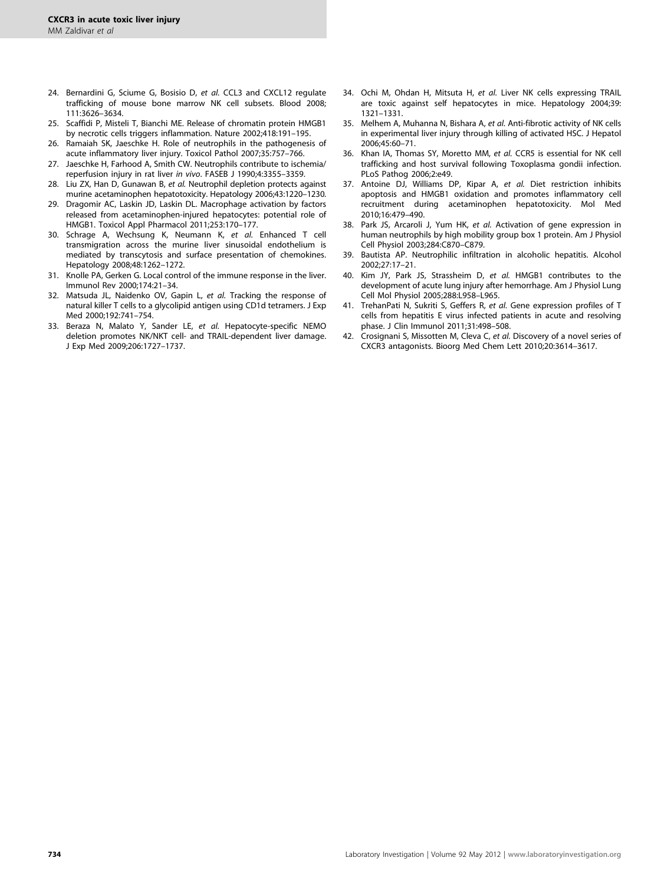24. Bernardini G, Sciume G, Bosisio D, *et al.* CCL3 and CXCL12 regulate trafficking of mouse bone marrow NK cell subsets. Blood 2008; 111:3626–3634.
25. Scaffidi P, Misteli T, Bianchi ME. Release of chromatin protein HMGB1 by necrotic cells triggers inflammation. Nature 2002;418:191–195.
26. Ramaiah SK, Jaeschke H. Role of neutrophils in the pathogenesis of acute inflammatory liver injury. Toxicol Pathol 2007;35:757–766.
27. Jaeschke H, Farhood A, Smith CW. Neutrophils contribute to ischemia/reperfusion injury in rat liver *in vivo*. FASEB J 1990;4:3355–3359.
28. Liu ZX, Han D, Gunawan B, *et al.* Neutrophil depletion protects against murine acetaminophen hepatotoxicity. Hepatology 2006;43:1220–1230.
29. Dragomir AC, Laskin JD, Laskin DL. Macrophage activation by factors released from acetaminophen-injured hepatocytes: potential role of HMGB1. Toxicol Appl Pharmacol 2011;253:170–177.
30. Schrage A, Wechsung K, Neumann K, *et al.* Enhanced T cell transmigration across the murine liver sinusoidal endothelium is mediated by transcytosis and surface presentation of chemokines. Hepatology 2008;48:1262–1272.
31. Knolle PA, Gerken G. Local control of the immune response in the liver. Immunol Rev 2000;174:21–34.
32. Matsuda JL, Naidenko OV, Gapin L, *et al.* Tracking the response of natural killer T cells to a glycolipid antigen using CD1d tetramers. J Exp Med 2000;192:741–754.
33. Beraza N, Malato Y, Sander LE, *et al.* Hepatocyte-specific NEMO deletion promotes NK/NKT cell- and TRAIL-dependent liver damage. J Exp Med 2009;206:1727–1737.
34. Ochi M, Ohdan H, Mitsuta H, *et al.* Liver NK cells expressing TRAIL are toxic against self hepatocytes in mice. Hepatology 2004;39: 1321–1331.
35. Melhem A, Muhanna N, Bishara A, *et al.* Anti-fibrotic activity of NK cells in experimental liver injury through killing of activated HSC. J Hepatol 2006;45:60–71.
36. Khan IA, Thomas SY, Moretto MM, *et al.* CCR5 is essential for NK cell trafficking and host survival following Toxoplasma gondii infection. PLoS Pathog 2006;2:e49.
37. Antoine DJ, Williams DP, Kipar A, *et al.* Diet restriction inhibits apoptosis and HMGB1 oxidation and promotes inflammatory cell recruitment during acetaminophen hepatotoxicity. Mol Med 2010;16:479–490.
38. Park JS, Arcaroli J, Yum HK, *et al.* Activation of gene expression in human neutrophils by high mobility group box 1 protein. Am J Physiol Cell Physiol 2003;284:C870–C879.
39. Bautista AP. Neutrophilic infiltration in alcoholic hepatitis. Alcohol 2002;27:17–21.
40. Kim JY, Park JS, Strassheim D, *et al.* HMGB1 contributes to the development of acute lung injury after hemorrhage. Am J Physiol Lung Cell Mol Physiol 2005;288:L958–L965.
41. TrehanPati N, Sukriti S, Geffers R, *et al.* Gene expression profiles of T cells from hepatitis E virus infected patients in acute and resolving phase. J Clin Immunol 2011;31:498–508.
42. Crosignani S, Missotten M, Cleva C, *et al.* Discovery of a novel series of CXCR3 antagonists. Bioorg Med Chem Lett 2010;20:3614–3617.